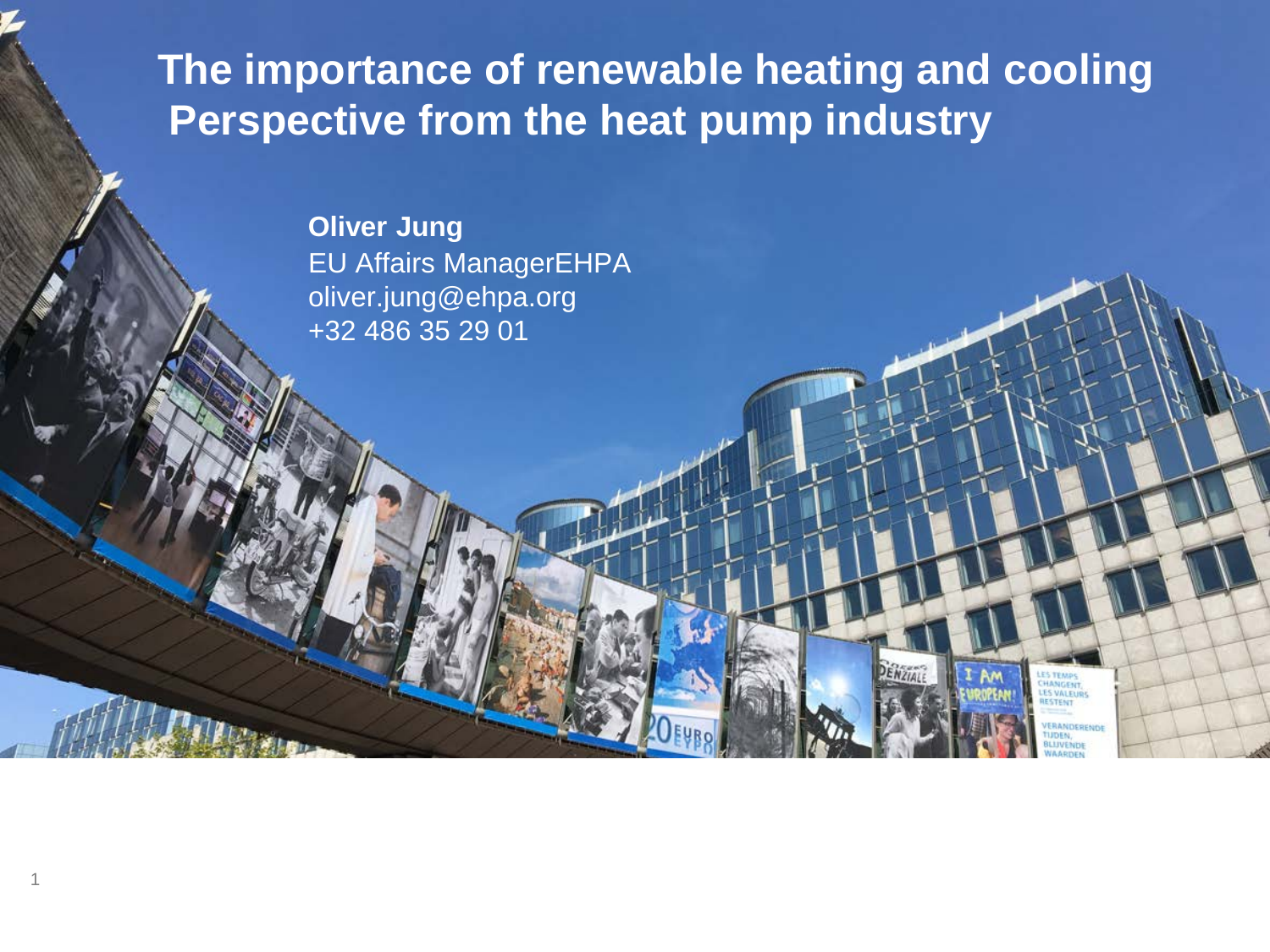# The importance of renewable heating and cooling
## Perspective from the heat pump industry

**Oliver Jung**
EU Affairs ManagerEHPA
oliver.jung@ehpa.org
+32 486 35 29 01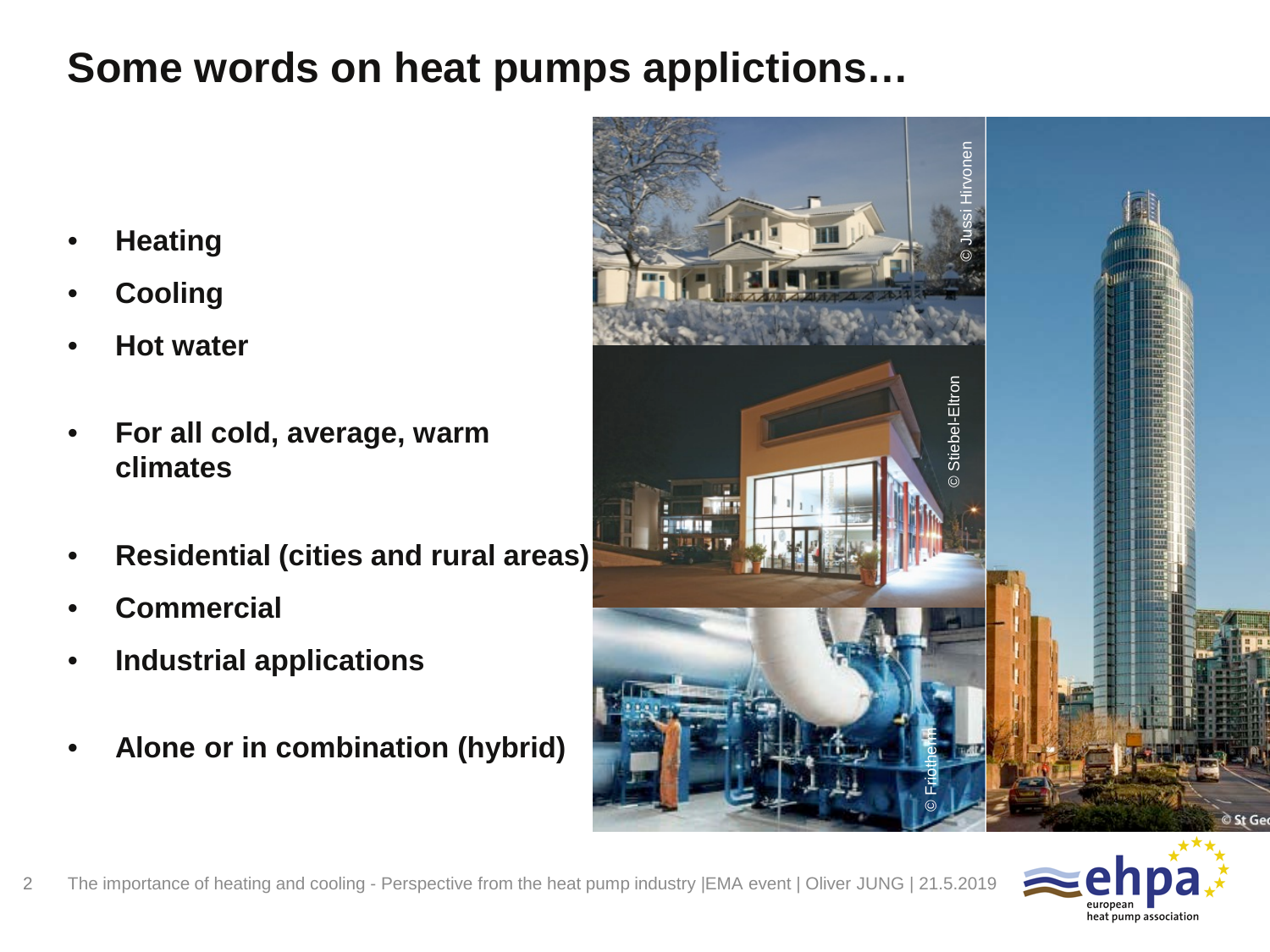# Some words on heat pumps applictions…

- **Heating**
- **Cooling**
- **Hot water**

- **For all cold, average, warm climates**

- **Residential (cities and rural areas)**
- **Commercial**
- **Industrial applications**

- **Alone or in combination (hybrid)**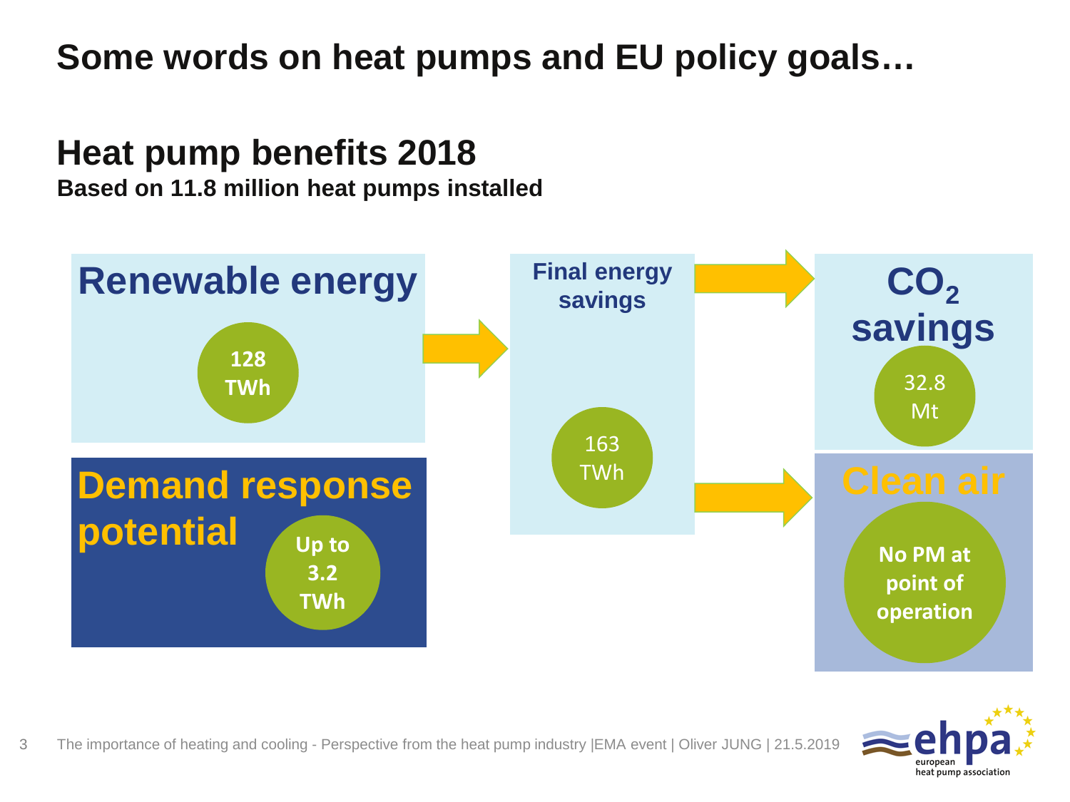# Some words on heat pumps and EU policy goals…

## Heat pump benefits 2018

**Based on 11.8 million heat pumps installed**

**Renewable energy**

128 TWh

**Demand response potential**

Up to 3.2 TWh

**Final energy savings**

163 TWh

**$CO_2$ savings**

32.8 Mt

**Clean air**

No PM at point of operation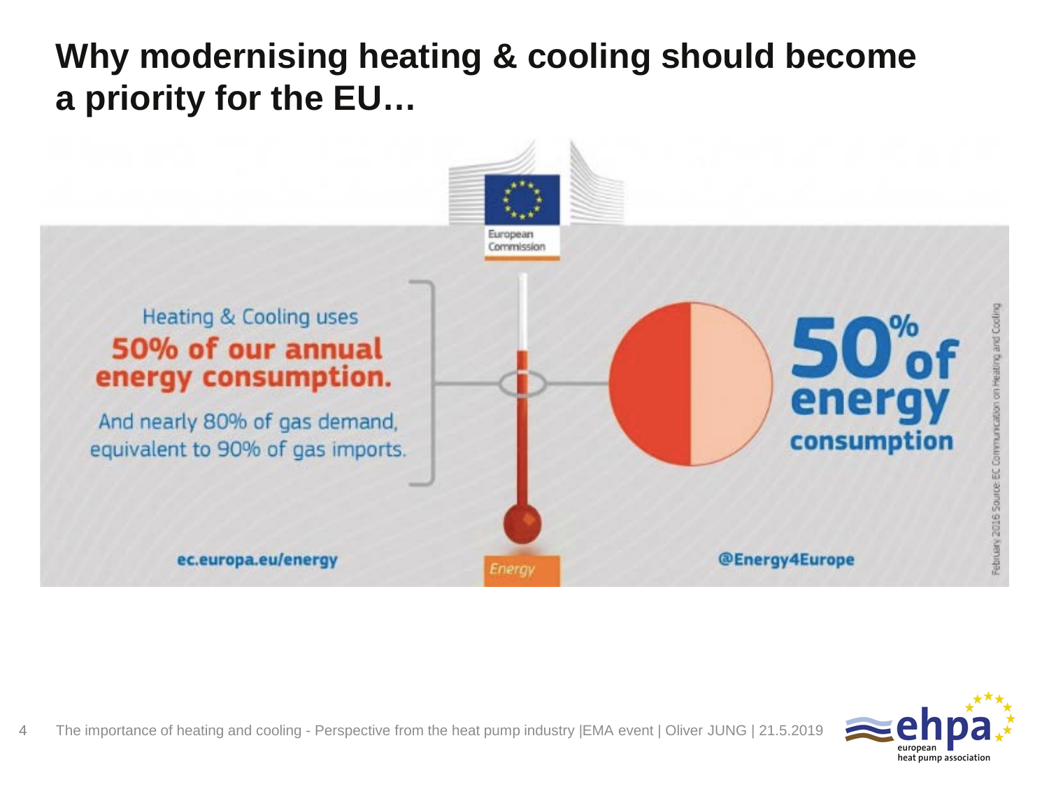# Why modernising heating & cooling should become a priority for the EU…

European Commission

Heating & Cooling uses **50% of our annual energy consumption.**

And nearly 80% of gas demand, equivalent to 90% of gas imports.

**50% of energy consumption**

ec.europa.eu/energy

Energy

@Energy4Europe

February 2016 Source: EC Communication on Heating and Cooling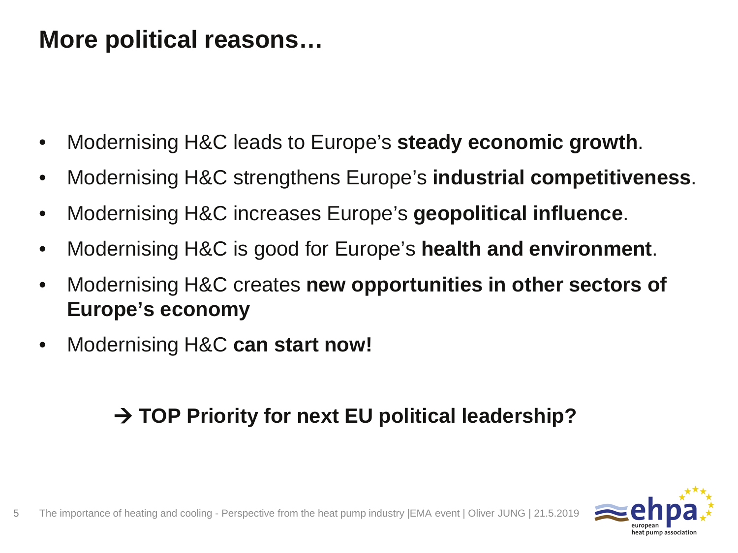# More political reasons…

- Modernising H&C leads to Europe's **steady economic growth**.
- Modernising H&C strengthens Europe's **industrial competitiveness**.
- Modernising H&C increases Europe's **geopolitical influence**.
- Modernising H&C is good for Europe's **health and environment**.
- Modernising H&C creates **new opportunities in other sectors of Europe's economy**
- Modernising H&C **can start now!**

**→ TOP Priority for next EU political leadership?**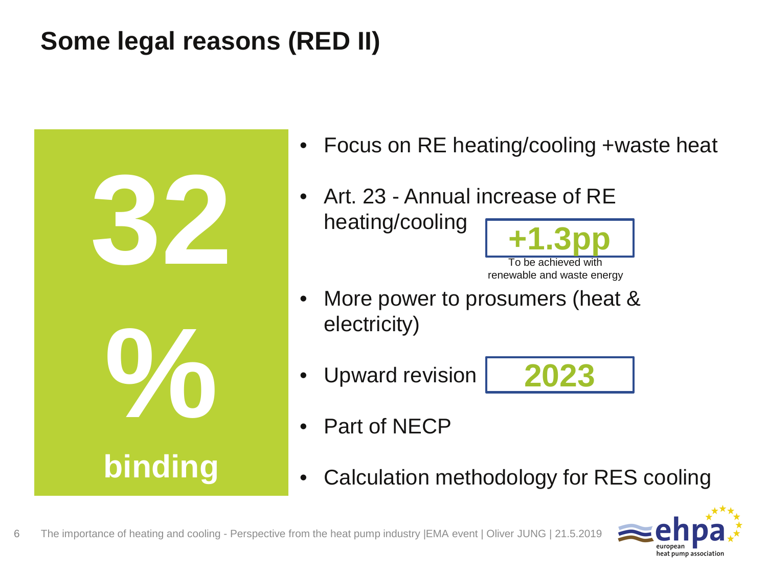# Some legal reasons (RED II)

**32 %**

**binding**

- Focus on RE heating/cooling +waste heat
- Art. 23 - Annual increase of RE heating/cooling **+1.3pp**
  To be achieved with renewable and waste energy
- More power to prosumers (heat & electricity)
- Upward revision **2023**
- Part of NECP
- Calculation methodology for RES cooling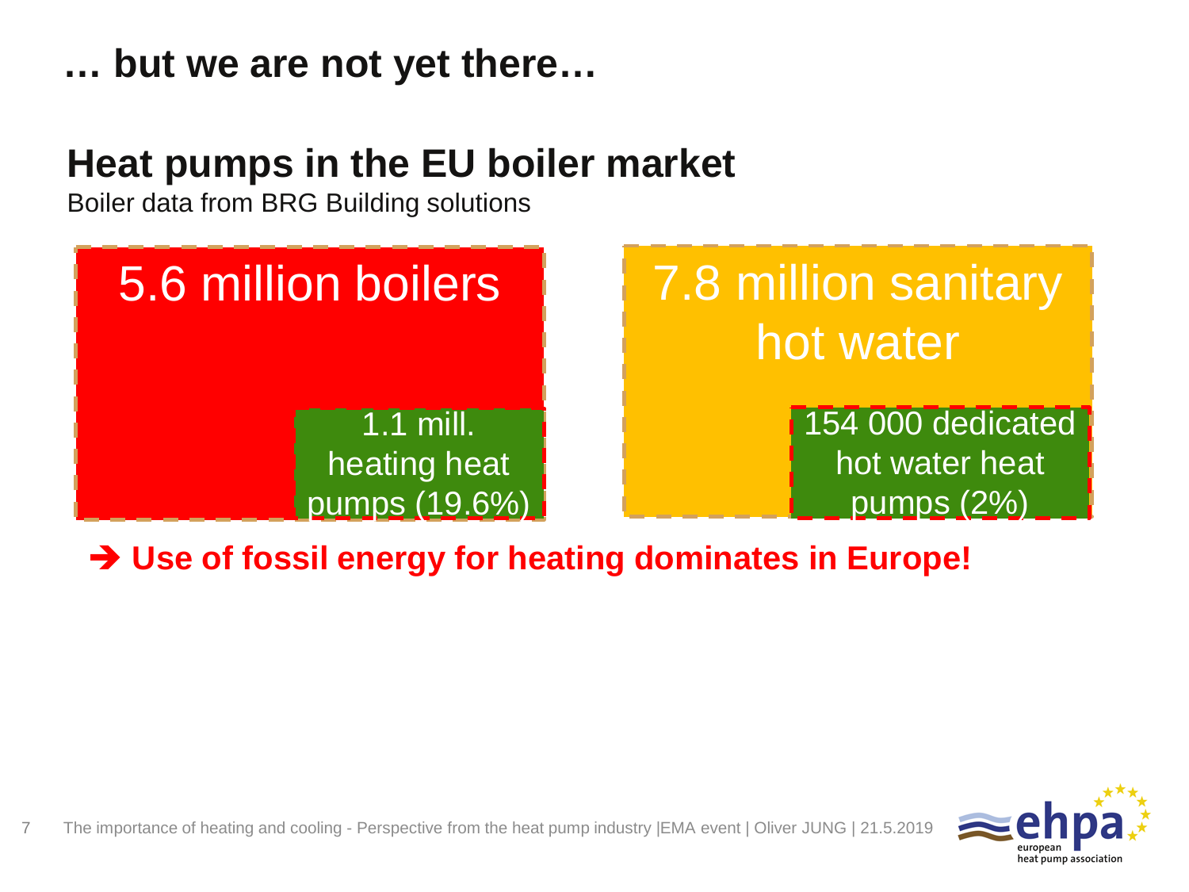# … but we are not yet there…

## Heat pumps in the EU boiler market

Boiler data from BRG Building solutions

5.6 million boilers

1.1 mill. heating heat pumps (19.6%)

7.8 million sanitary hot water

154 000 dedicated hot water heat pumps (2%)

➔ **Use of fossil energy for heating dominates in Europe!**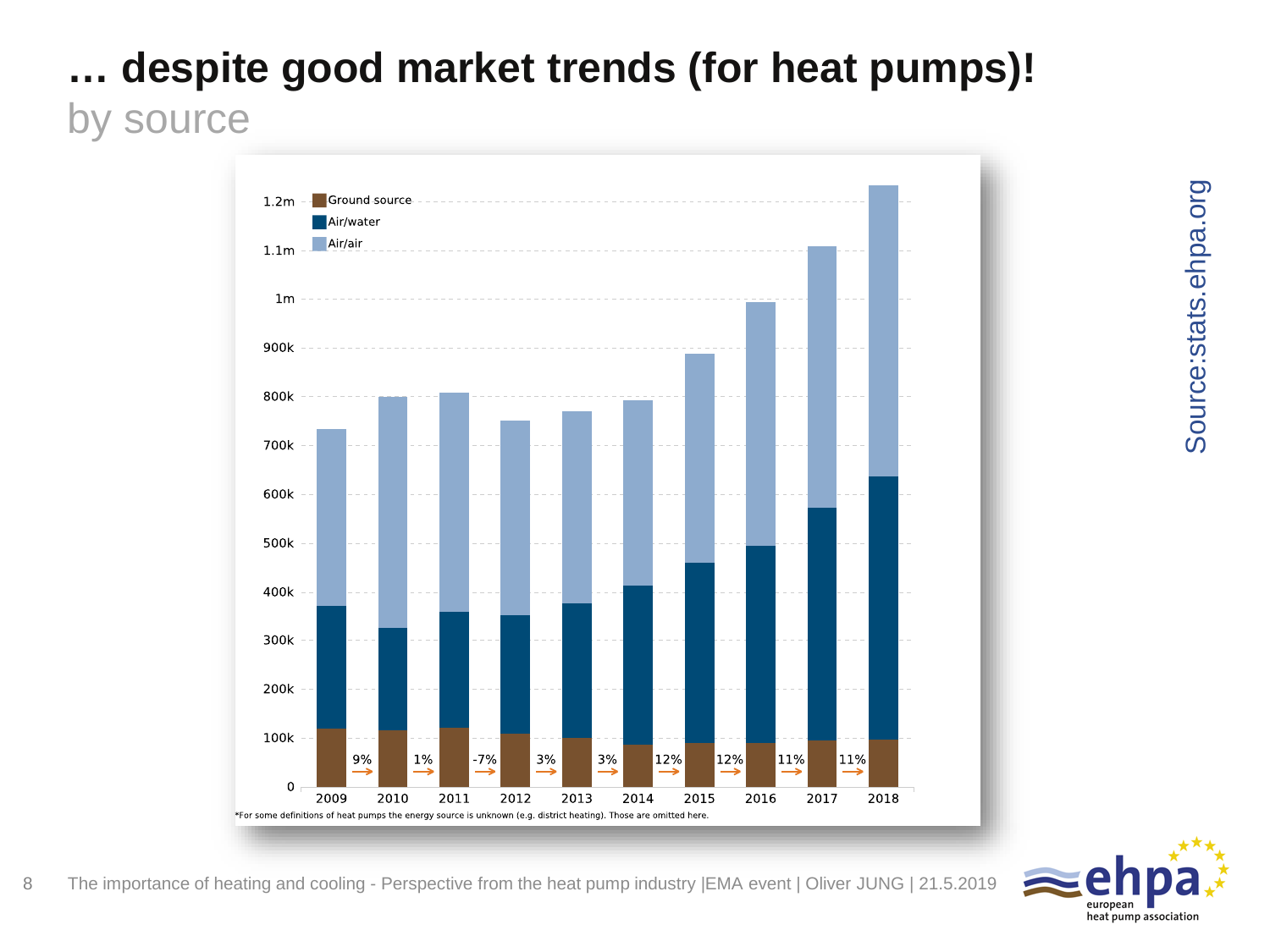# … despite good market trends (for heat pumps)!

## by source

Ground source
Air/water
Air/air

1.2m
1.1m
1m
900k
800k
700k
600k
500k
400k
300k
200k
100k
0

9% 1% -7% 3% 3% 12% 12% 11% 11%

2009 2010 2011 2012 2013 2014 2015 2016 2017 2018

*For some definitions of heat pumps the energy source is unknown (e.g. district heating). Those are omitted here.

Source:stats.ehpa.org

The importance of heating and cooling - Perspective from the heat pump industry |EMA event | Oliver JUNG | 21.5.2019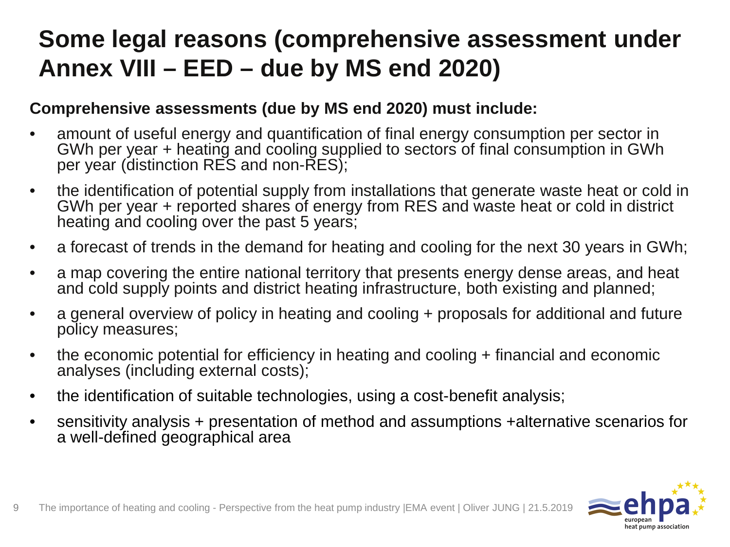# Some legal reasons (comprehensive assessment under Annex VIII – EED – due by MS end 2020)

**Comprehensive assessments (due by MS end 2020) must include:**

- amount of useful energy and quantification of final energy consumption per sector in GWh per year + heating and cooling supplied to sectors of final consumption in GWh per year (distinction RES and non-RES);
- the identification of potential supply from installations that generate waste heat or cold in GWh per year + reported shares of energy from RES and waste heat or cold in district heating and cooling over the past 5 years;
- a forecast of trends in the demand for heating and cooling for the next 30 years in GWh;
- a map covering the entire national territory that presents energy dense areas, and heat and cold supply points and district heating infrastructure, both existing and planned;
- a general overview of policy in heating and cooling + proposals for additional and future policy measures;
- the economic potential for efficiency in heating and cooling + financial and economic analyses (including external costs);
- the identification of suitable technologies, using a cost-benefit analysis;
- sensitivity analysis + presentation of method and assumptions +alternative scenarios for a well-defined geographical area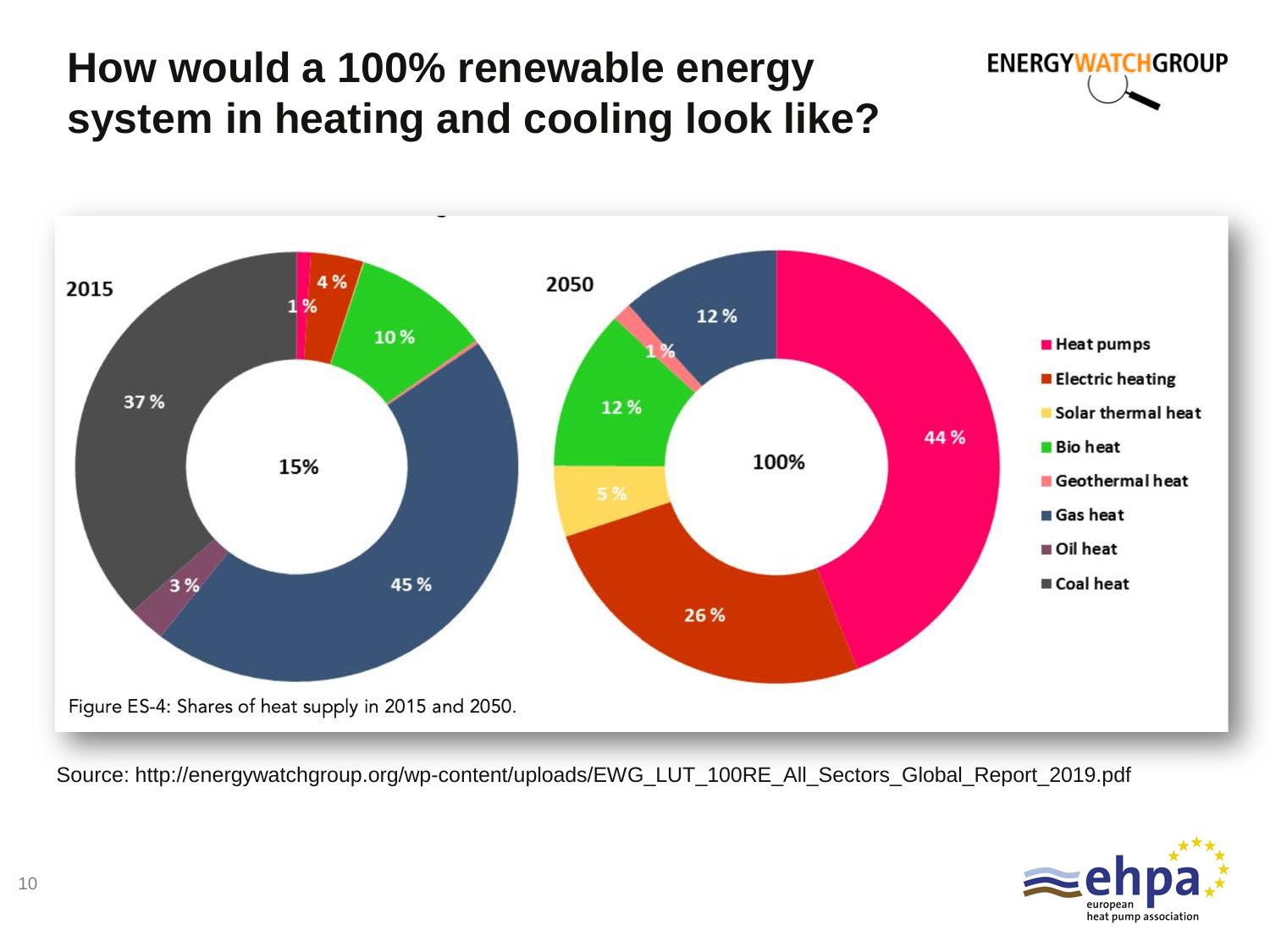# How would a 100% renewable energy system in heating and cooling look like?

2015

| Source | Share |
|---|---|
| Heat pumps | 1 % |
| Electric heating | 4 % |
| Bio heat | 10 % |
| Gas heat | 45 % |
| Oil heat | 3 % |
| Coal heat | 37 % |

Renewable share (centre): 15%

2050

| Source | Share |
|---|---|
| Heat pumps | 44 % |
| Electric heating | 26 % |
| Solar thermal heat | 5 % |
| Bio heat | 12 % |
| Geothermal heat | 1 % |
| Gas heat | 12 % |

Renewable share (centre): 100%

Figure ES-4: Shares of heat supply in 2015 and 2050.

Source: http://energywatchgroup.org/wp-content/uploads/EWG_LUT_100RE_All_Sectors_Global_Report_2019.pdf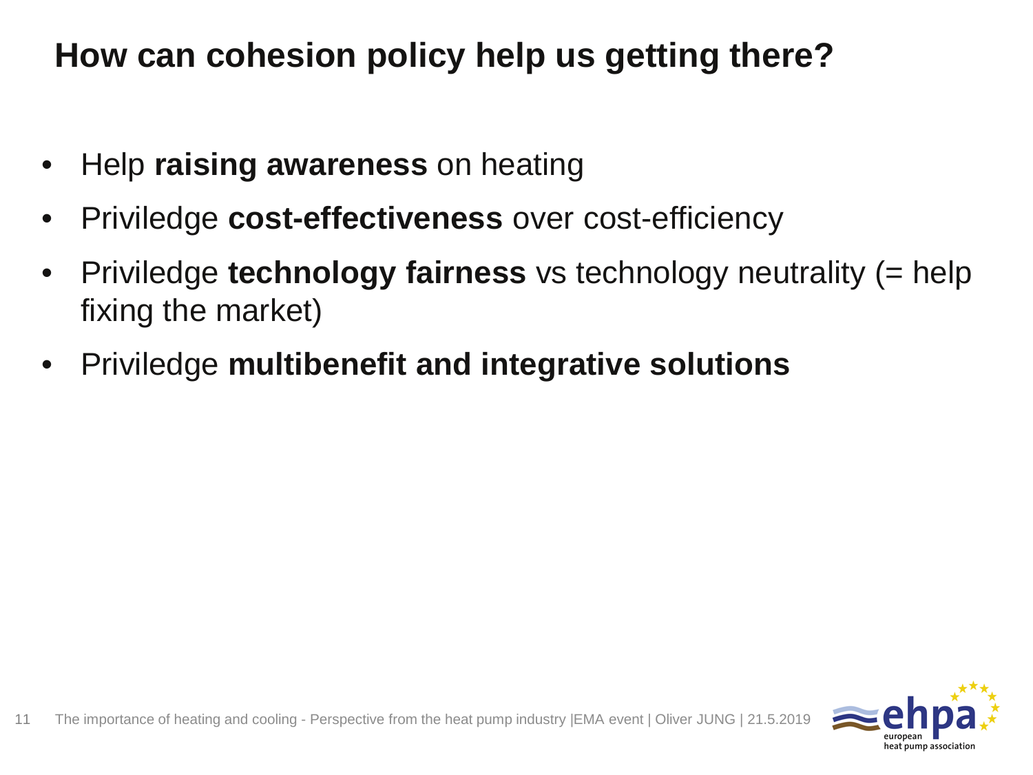# How can cohesion policy help us getting there?

- Help **raising awareness** on heating
- Priviledge **cost-effectiveness** over cost-efficiency
- Priviledge **technology fairness** vs technology neutrality (= help fixing the market)
- Priviledge **multibenefit and integrative solutions**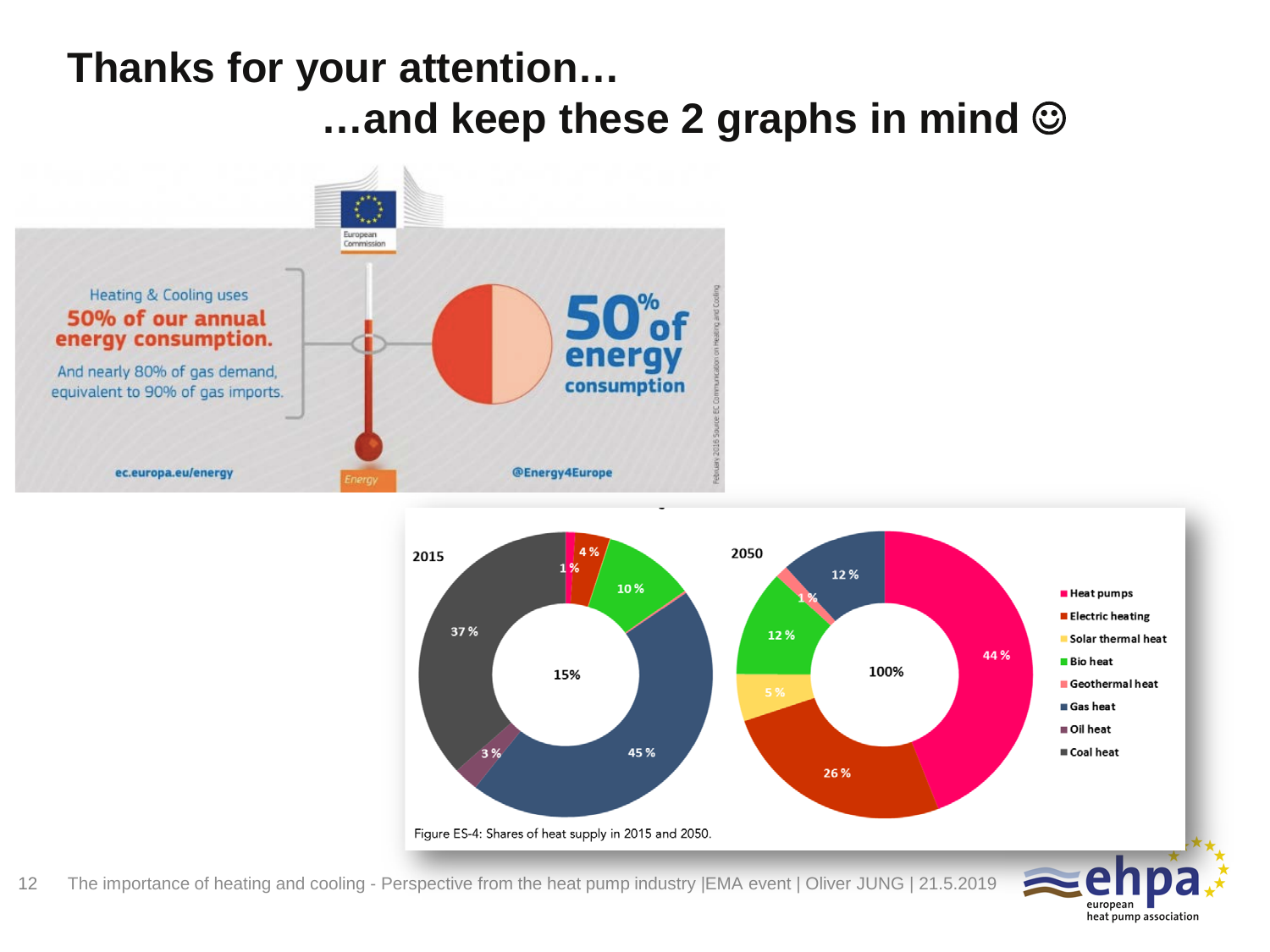# Thanks for your attention…
## …and keep these 2 graphs in mind ☺

European Commission

Heating & Cooling uses
**50% of our annual energy consumption.**
And nearly 80% of gas demand, equivalent to 90% of gas imports.

50% of energy consumption

ec.europa.eu/energy

Energy

@Energy4Europe

February 2016 Source: EC Communication on Heating and Cooling

2015

15%

1 %
4 %
10 %
37 %
3 %
45 %

2050

100%

12 %
1 %
12 %
5 %
26 %
44 %

Heat pumps
Electric heating
Solar thermal heat
Bio heat
Geothermal heat
Gas heat
Oil heat
Coal heat

Figure ES-4: Shares of heat supply in 2015 and 2050.

ehpa european heat pump association